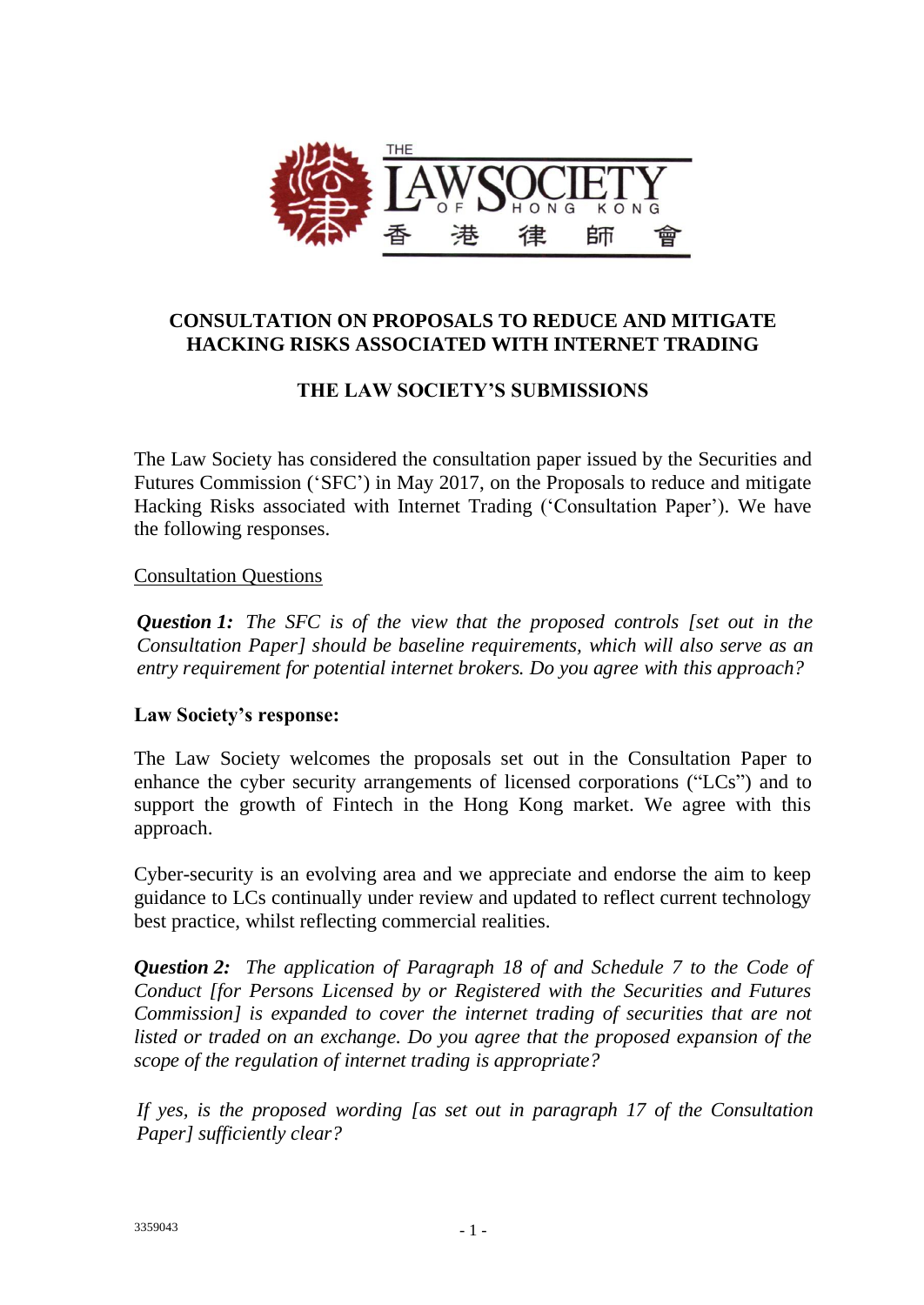**CONSULTATION ON PROPOSALS TO REDUCE AND MITIGATE HACKING RISKS ASSOCIATED WITH INTERNET TRADING**

**THE LAW SOCIETY'S SUBMISSIONS**

The Law Society has considered the consultation paper issued by the Securities and Futures Commission ('SFC') in May 2017, on the Proposals to reduce and mitigate Hacking Risks associated with Internet Trading ('Consultation Paper'). We have the following responses.

Consultation Questions

***Question 1:*** *The SFC is of the view that the proposed controls [set out in the Consultation Paper] should be baseline requirements, which will also serve as an entry requirement for potential internet brokers. Do you agree with this approach?*

**Law Society's response:**

The Law Society welcomes the proposals set out in the Consultation Paper to enhance the cyber security arrangements of licensed corporations ("LCs") and to support the growth of Fintech in the Hong Kong market. We agree with this approach.

Cyber-security is an evolving area and we appreciate and endorse the aim to keep guidance to LCs continually under review and updated to reflect current technology best practice, whilst reflecting commercial realities.

***Question 2:*** *The application of Paragraph 18 of and Schedule 7 to the Code of Conduct [for Persons Licensed by or Registered with the Securities and Futures Commission] is expanded to cover the internet trading of securities that are not listed or traded on an exchange. Do you agree that the proposed expansion of the scope of the regulation of internet trading is appropriate?*

*If yes, is the proposed wording [as set out in paragraph 17 of the Consultation Paper] sufficiently clear?*

3359043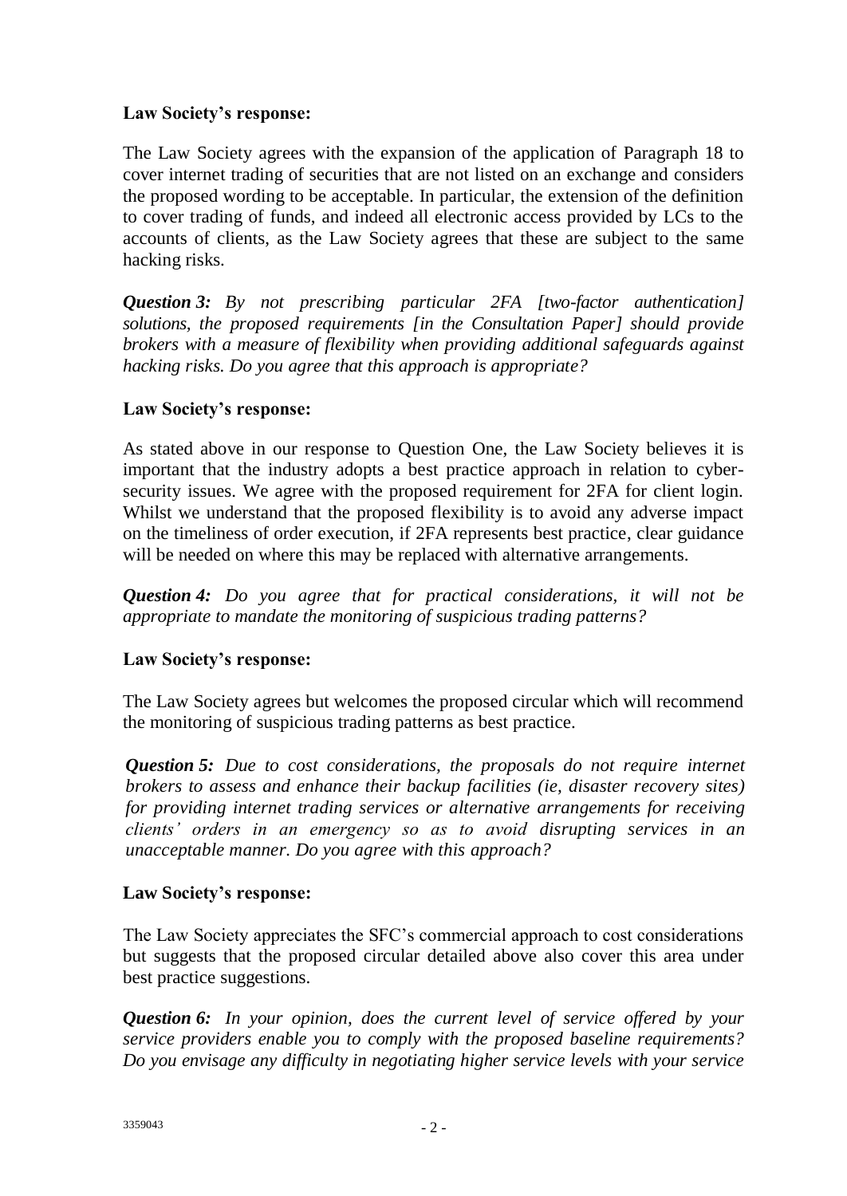**Law Society's response:**

The Law Society agrees with the expansion of the application of Paragraph 18 to cover internet trading of securities that are not listed on an exchange and considers the proposed wording to be acceptable. In particular, the extension of the definition to cover trading of funds, and indeed all electronic access provided by LCs to the accounts of clients, as the Law Society agrees that these are subject to the same hacking risks.

***Question 3:*** *By not prescribing particular 2FA [two-factor authentication] solutions, the proposed requirements [in the Consultation Paper] should provide brokers with a measure of flexibility when providing additional safeguards against hacking risks. Do you agree that this approach is appropriate?*

**Law Society's response:**

As stated above in our response to Question One, the Law Society believes it is important that the industry adopts a best practice approach in relation to cyber-security issues. We agree with the proposed requirement for 2FA for client login. Whilst we understand that the proposed flexibility is to avoid any adverse impact on the timeliness of order execution, if 2FA represents best practice, clear guidance will be needed on where this may be replaced with alternative arrangements.

***Question 4:*** *Do you agree that for practical considerations, it will not be appropriate to mandate the monitoring of suspicious trading patterns?*

**Law Society's response:**

The Law Society agrees but welcomes the proposed circular which will recommend the monitoring of suspicious trading patterns as best practice.

***Question 5:*** *Due to cost considerations, the proposals do not require internet brokers to assess and enhance their backup facilities (ie, disaster recovery sites) for providing internet trading services or alternative arrangements for receiving clients' orders in an emergency so as to avoid disrupting services in an unacceptable manner. Do you agree with this approach?*

**Law Society's response:**

The Law Society appreciates the SFC's commercial approach to cost considerations but suggests that the proposed circular detailed above also cover this area under best practice suggestions.

***Question 6:*** *In your opinion, does the current level of service offered by your service providers enable you to comply with the proposed baseline requirements? Do you envisage any difficulty in negotiating higher service levels with your service*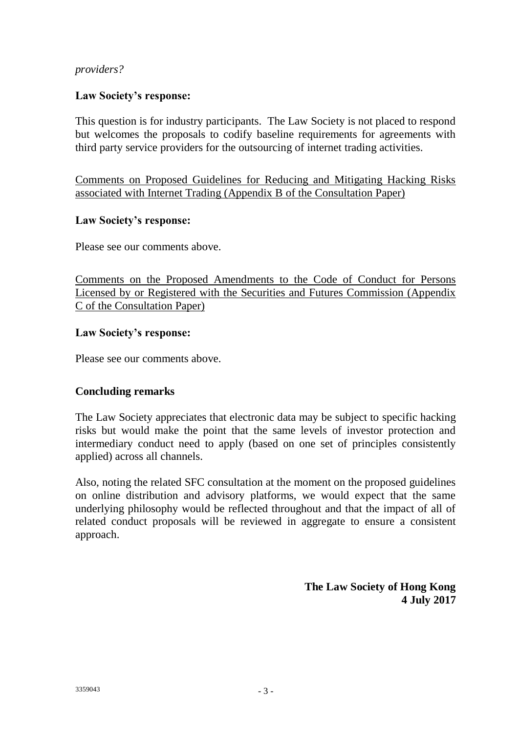*providers?*

**Law Society's response:**

This question is for industry participants. The Law Society is not placed to respond but welcomes the proposals to codify baseline requirements for agreements with third party service providers for the outsourcing of internet trading activities.

<u>Comments on Proposed Guidelines for Reducing and Mitigating Hacking Risks associated with Internet Trading (Appendix B of the Consultation Paper)</u>

**Law Society's response:**

Please see our comments above.

<u>Comments on the Proposed Amendments to the Code of Conduct for Persons Licensed by or Registered with the Securities and Futures Commission (Appendix C of the Consultation Paper)</u>

**Law Society's response:**

Please see our comments above.

**Concluding remarks**

The Law Society appreciates that electronic data may be subject to specific hacking risks but would make the point that the same levels of investor protection and intermediary conduct need to apply (based on one set of principles consistently applied) across all channels.

Also, noting the related SFC consultation at the moment on the proposed guidelines on online distribution and advisory platforms, we would expect that the same underlying philosophy would be reflected throughout and that the impact of all of related conduct proposals will be reviewed in aggregate to ensure a consistent approach.

**The Law Society of Hong Kong**
**4 July 2017**

3359043